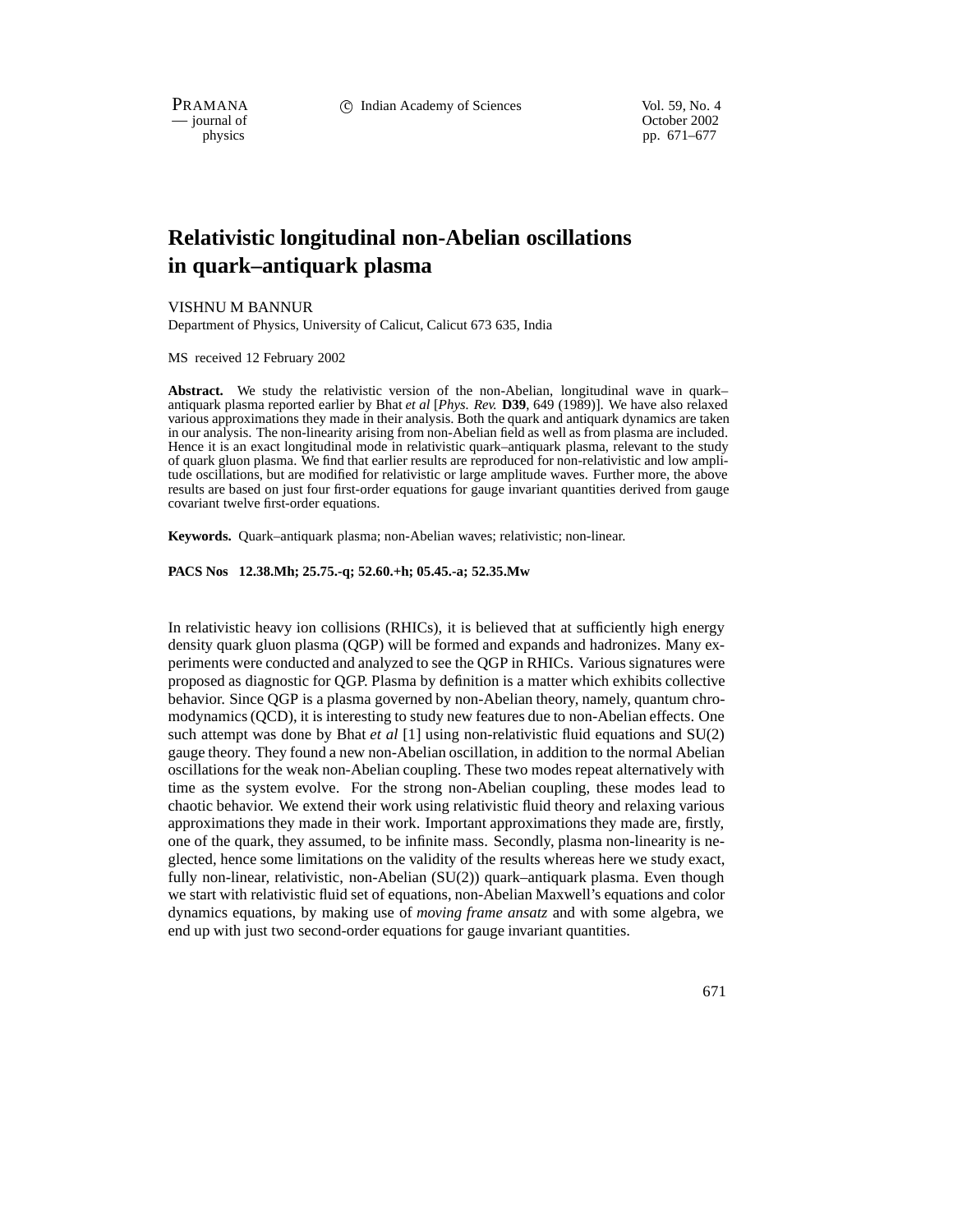# Relativistic longitudinal non-Abelian oscillations in quark–antiquark plasma

VISHNU M BANNUR

Department of Physics, University of Calicut, Calicut 673 635, India

MS received 12 February 2002

**Abstract.** We study the relativistic version of the non-Abelian, longitudinal wave in quark–antiquark plasma reported earlier by Bhat *et al* [*Phys. Rev.* **D39**, 649 (1989)]. We have also relaxed various approximations they made in their analysis. Both the quark and antiquark dynamics are taken in our analysis. The non-linearity arising from non-Abelian field as well as from plasma are included. Hence it is an exact longitudinal mode in relativistic quark–antiquark plasma, relevant to the study of quark gluon plasma. We find that earlier results are reproduced for non-relativistic and low amplitude oscillations, but are modified for relativistic or large amplitude waves. Further more, the above results are based on just four first-order equations for gauge invariant quantities derived from gauge covariant twelve first-order equations.

**Keywords.** Quark–antiquark plasma; non-Abelian waves; relativistic; non-linear.

**PACS Nos 12.38.Mh; 25.75.-q; 52.60.+h; 05.45.-a; 52.35.Mw**

In relativistic heavy ion collisions (RHICs), it is believed that at sufficiently high energy density quark gluon plasma (QGP) will be formed and expands and hadronizes. Many experiments were conducted and analyzed to see the QGP in RHICs. Various signatures were proposed as diagnostic for QGP. Plasma by definition is a matter which exhibits collective behavior. Since QGP is a plasma governed by non-Abelian theory, namely, quantum chromodynamics (QCD), it is interesting to study new features due to non-Abelian effects. One such attempt was done by Bhat *et al* [1] using non-relativistic fluid equations and SU(2) gauge theory. They found a new non-Abelian oscillation, in addition to the normal Abelian oscillations for the weak non-Abelian coupling. These two modes repeat alternatively with time as the system evolve. For the strong non-Abelian coupling, these modes lead to chaotic behavior. We extend their work using relativistic fluid theory and relaxing various approximations they made in their work. Important approximations they made are, firstly, one of the quark, they assumed, to be infinite mass. Secondly, plasma non-linearity is neglected, hence some limitations on the validity of the results whereas here we study exact, fully non-linear, relativistic, non-Abelian (SU(2)) quark–antiquark plasma. Even though we start with relativistic fluid set of equations, non-Abelian Maxwell's equations and color dynamics equations, by making use of *moving frame ansatz* and with some algebra, we end up with just two second-order equations for gauge invariant quantities.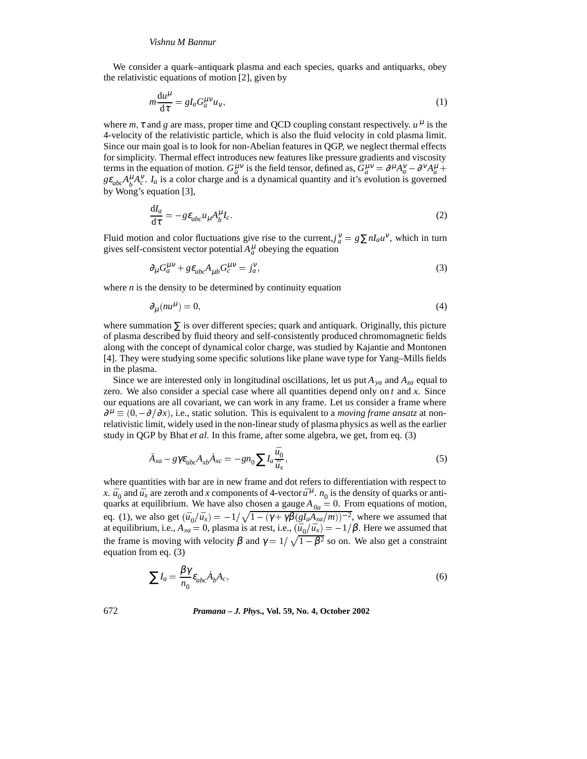We consider a quark–antiquark plasma and each species, quarks and antiquarks, obey the relativistic equations of motion [2], given by

$$m\frac{\mathrm{d}u^{\mu}}{\mathrm{d}\tau} = gI_a G_a^{\mu\nu} u_{\nu}, \tag{1}$$

where $m$, $\tau$ and $g$ are mass, proper time and QCD coupling constant respectively. $u^{\mu}$ is the 4-velocity of the relativistic particle, which is also the fluid velocity in cold plasma limit. Since our main goal is to look for non-Abelian features in QGP, we neglect thermal effects for simplicity. Thermal effect introduces new features like pressure gradients and viscosity terms in the equation of motion. $G_a^{\mu\nu}$ is the field tensor, defined as, $G_a^{\mu\nu} = \partial^{\mu}A_a^{\nu} - \partial^{\nu}A_a^{\mu} + g\varepsilon_{abc}A_b^{\mu}A_c^{\nu}$. $I_a$ is a color charge and is a dynamical quantity and it's evolution is governed by Wong's equation [3],

$$\frac{\mathrm{d}I_a}{\mathrm{d}\tau} = -g\varepsilon_{abc}u_{\mu}A_b^{\mu}I_c. \tag{2}$$

Fluid motion and color fluctuations give rise to the current, $j_a^{\nu} = g\sum nI_a u^{\nu}$, which in turn gives self-consistent vector potential $A_a^{\mu}$ obeying the equation

$$\partial_{\mu}G_a^{\mu\nu} + g\varepsilon_{abc}A_{\mu b}G_c^{\mu\nu} = j_a^{\nu}, \tag{3}$$

where $n$ is the density to be determined by continuity equation

$$\partial_{\mu}(nu^{\mu}) = 0, \tag{4}$$

where summation $\sum$ is over different species; quark and antiquark. Originally, this picture of plasma described by fluid theory and self-consistently produced chromomagnetic fields along with the concept of dynamical color charge, was studied by Kajantie and Montonen [4]. They were studying some specific solutions like plane wave type for Yang–Mills fields in the plasma.

Since we are interested only in longitudinal oscillations, let us put $A_{ya}$ and $A_{za}$ equal to zero. We also consider a special case where all quantities depend only on $t$ and $x$. Since our equations are all covariant, we can work in any frame. Let us consider a frame where $\partial^{\mu} \equiv (0, -\partial/\partial x)$, i.e., static solution. This is equivalent to a *moving frame ansatz* at non-relativistic limit, widely used in the non-linear study of plasma physics as well as the earlier study in QGP by Bhat *et al.* In this frame, after some algebra, we get, from eq. (3)

$$\ddot{A}_{xa} - g\gamma\varepsilon_{abc}A_{xb}\dot{A}_{xc} = -gn_0\sum I_a\frac{\bar{u}_0}{\bar{u}_x}, \tag{5}$$

where quantities with bar are in new frame and dot refers to differentiation with respect to $x$. $\bar{u}_0$ and $\bar{u}_x$ are zeroth and $x$ components of 4-vector $\bar{u}^{\mu}$. $n_0$ is the density of quarks or antiquarks at equilibrium. We have also chosen a gauge $A_{0a} = 0$. From equations of motion, eq. (1), we also get $(\bar{u}_0/\bar{u}_x) = -1/\sqrt{1-(\gamma+\gamma\beta(gI_aA_{xa}/m))^{-2}}$, where we assumed that at equilibrium, i.e., $A_{xa} = 0$, plasma is at rest, i.e., $(\bar{u}_0/\bar{u}_x) = -1/\beta$. Here we assumed that the frame is moving with velocity $\beta$ and $\gamma = 1/\sqrt{1-\beta^2}$ so on. We also get a constraint equation from eq. (3)

$$\sum I_a = \frac{\beta\gamma}{n_0}\varepsilon_{abc}\dot{A}_bA_c, \tag{6}$$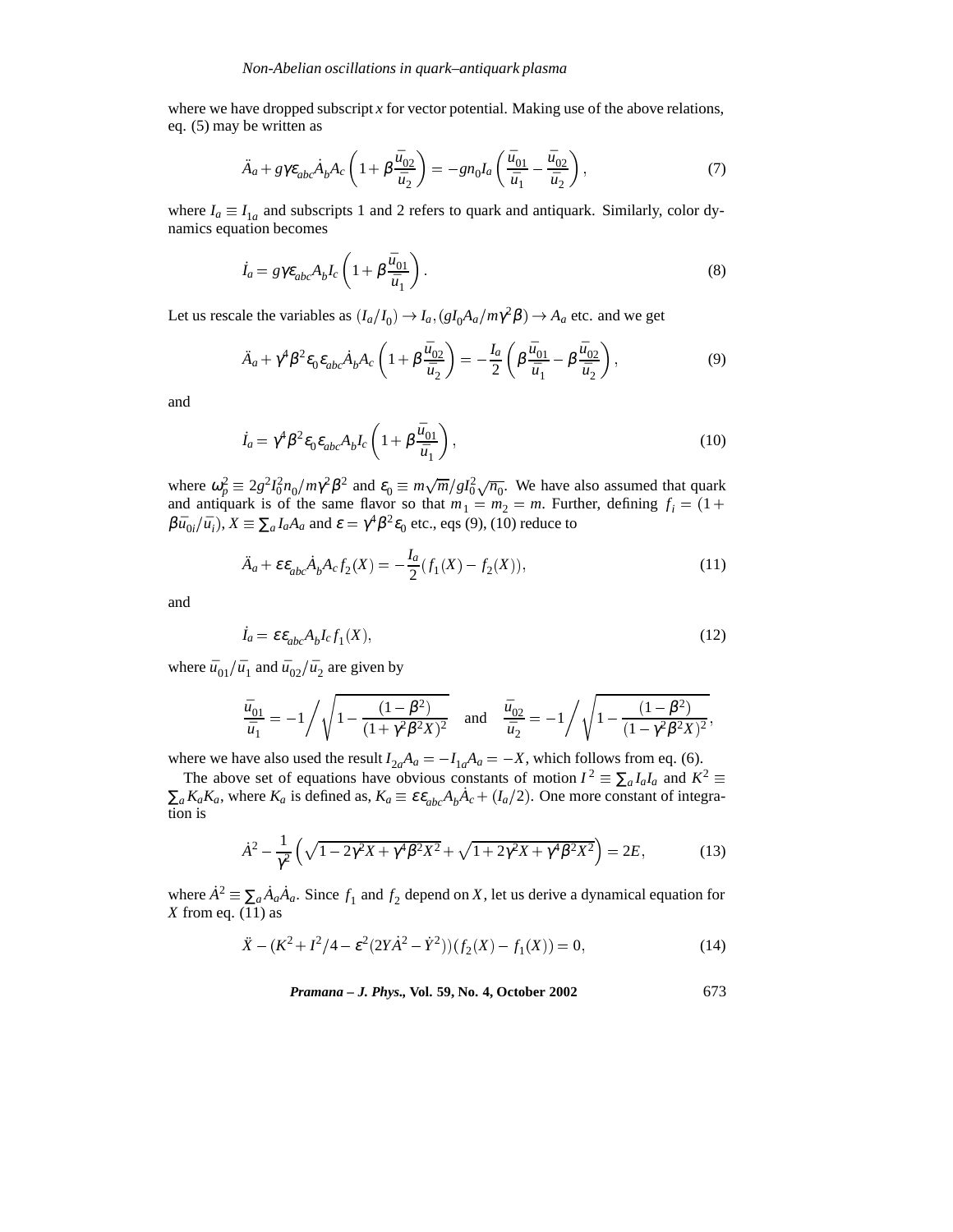where we have dropped subscript $x$ for vector potential. Making use of the above relations, eq. (5) may be written as

$$\ddot{A}_a + g\gamma\varepsilon_{abc}\dot{A}_b A_c\left(1+\beta\frac{\bar{u}_{02}}{\bar{u}_2}\right) = -gn_0 I_a\left(\frac{\bar{u}_{01}}{\bar{u}_1}-\frac{\bar{u}_{02}}{\bar{u}_2}\right), \tag{7}$$

where $I_a \equiv I_{1a}$ and subscripts 1 and 2 refers to quark and antiquark. Similarly, color dynamics equation becomes

$$\dot{I}_a = g\gamma\varepsilon_{abc}A_b I_c\left(1+\beta\frac{\bar{u}_{01}}{\bar{u}_1}\right). \tag{8}$$

Let us rescale the variables as $(I_a/I_0)\to I_a, (gI_0A_a/m\gamma^2\beta)\to A_a$ etc. and we get

$$\ddot{A}_a + \gamma^4\beta^2\varepsilon_0\varepsilon_{abc}\dot{A}_b A_c\left(1+\beta\frac{\bar{u}_{02}}{\bar{u}_2}\right) = -\frac{I_a}{2}\left(\beta\frac{\bar{u}_{01}}{\bar{u}_1}-\beta\frac{\bar{u}_{02}}{\bar{u}_2}\right), \tag{9}$$

and

$$\dot{I}_a = \gamma^4\beta^2\varepsilon_0\varepsilon_{abc}A_b I_c\left(1+\beta\frac{\bar{u}_{01}}{\bar{u}_1}\right), \tag{10}$$

where $\omega_p^2 \equiv 2g^2I_0^2n_0/m\gamma^2\beta^2$ and $\varepsilon_0 \equiv m\sqrt{m}/gI_0^2\sqrt{n_0}$. We have also assumed that quark and antiquark is of the same flavor so that $m_1 = m_2 = m$. Further, defining $f_i = (1+\beta\bar{u}_{0i}/\bar{u}_i)$, $X \equiv \sum_a I_aA_a$ and $\varepsilon = \gamma^4\beta^2\varepsilon_0$ etc., eqs (9), (10) reduce to

$$\ddot{A}_a + \varepsilon\varepsilon_{abc}\dot{A}_b A_c f_2(X) = -\frac{I_a}{2}(f_1(X)-f_2(X)), \tag{11}$$

and

$$\dot{I}_a = \varepsilon\varepsilon_{abc}A_b I_c f_1(X), \tag{12}$$

where $\bar{u}_{01}/\bar{u}_1$ and $\bar{u}_{02}/\bar{u}_2$ are given by

$$\frac{\bar{u}_{01}}{\bar{u}_1} = -1\Bigg/\sqrt{1-\frac{(1-\beta^2)}{(1+\gamma^2\beta^2X)^2}} \quad \text{and} \quad \frac{\bar{u}_{02}}{\bar{u}_2} = -1\Bigg/\sqrt{1-\frac{(1-\beta^2)}{(1-\gamma^2\beta^2X)^2}},$$

where we have also used the result $I_{2a}A_a = -I_{1a}A_a = -X$, which follows from eq. (6).

The above set of equations have obvious constants of motion $I^2 \equiv \sum_a I_aI_a$ and $K^2 \equiv \sum_a K_aK_a$, where $K_a$ is defined as, $K_a \equiv \varepsilon\varepsilon_{abc}A_b\dot{A}_c + (I_a/2)$. One more constant of integration is

$$\dot{A}^2 - \frac{1}{\gamma^2}\left(\sqrt{1-2\gamma^2X+\gamma^4\beta^2X^2}+\sqrt{1+2\gamma^2X+\gamma^4\beta^2X^2}\right) = 2E, \tag{13}$$

where $\dot{A}^2 \equiv \sum_a \dot{A}_a\dot{A}_a$. Since $f_1$ and $f_2$ depend on $X$, let us derive a dynamical equation for $X$ from eq. (11) as

$$\ddot{X} - (K^2 + I^2/4 - \varepsilon^2(2Y\dot{A}^2 - \dot{Y}^2))(f_2(X) - f_1(X)) = 0, \tag{14}$$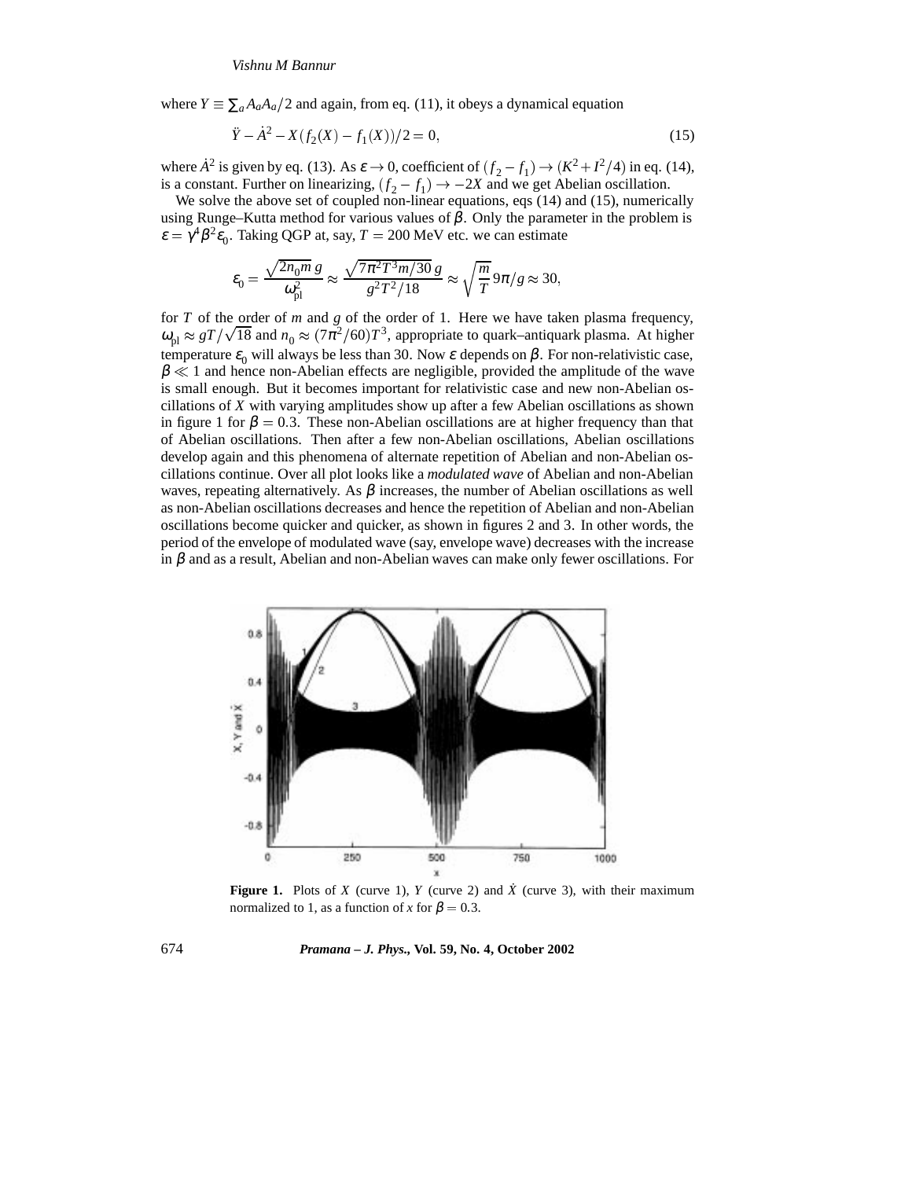where $Y \equiv \sum_a A_a A_a/2$ and again, from eq. (11), it obeys a dynamical equation

$$\ddot{Y} - \dot{A}^2 - X(f_2(X) - f_1(X))/2 = 0, \tag{15}$$

where $\dot{A}^2$ is given by eq. (13). As $\varepsilon \to 0$, coefficient of $(f_2 - f_1) \to (K^2 + I^2/4)$ in eq. (14), is a constant. Further on linearizing, $(f_2 - f_1) \to -2X$ and we get Abelian oscillation.

We solve the above set of coupled non-linear equations, eqs (14) and (15), numerically using Runge–Kutta method for various values of $\beta$. Only the parameter in the problem is $\varepsilon = \gamma^4 \beta^2 \varepsilon_0$. Taking QGP at, say, $T = 200$ MeV etc. we can estimate

$$\varepsilon_0 = \frac{\sqrt{2n_0 m}\, g}{\omega_{\text{pl}}^2} \approx \frac{\sqrt{7\pi^2 T^3 m/30}\, g}{g^2 T^2/18} \approx \sqrt{\frac{m}{T}}\, 9\pi/g \approx 30,$$

for $T$ of the order of $m$ and $g$ of the order of 1. Here we have taken plasma frequency, $\omega_{\text{pl}} \approx gT/\sqrt{18}$ and $n_0 \approx (7\pi^2/60)T^3$, appropriate to quark–antiquark plasma. At higher temperature $\varepsilon_0$ will always be less than 30. Now $\varepsilon$ depends on $\beta$. For non-relativistic case, $\beta \ll 1$ and hence non-Abelian effects are negligible, provided the amplitude of the wave is small enough. But it becomes important for relativistic case and new non-Abelian oscillations of $X$ with varying amplitudes show up after a few Abelian oscillations as shown in figure 1 for $\beta = 0.3$. These non-Abelian oscillations are at higher frequency than that of Abelian oscillations. Then after a few non-Abelian oscillations, Abelian oscillations develop again and this phenomena of alternate repetition of Abelian and non-Abelian oscillations continue. Over all plot looks like a *modulated wave* of Abelian and non-Abelian waves, repeating alternatively. As $\beta$ increases, the number of Abelian oscillations as well as non-Abelian oscillations decreases and hence the repetition of Abelian and non-Abelian oscillations become quicker and quicker, as shown in figures 2 and 3. In other words, the period of the envelope of modulated wave (say, envelope wave) decreases with the increase in $\beta$ and as a result, Abelian and non-Abelian waves can make only fewer oscillations. For

**Figure 1.** Plots of $X$ (curve 1), $Y$ (curve 2) and $\dot{X}$ (curve 3), with their maximum normalized to 1, as a function of $x$ for $\beta = 0.3$.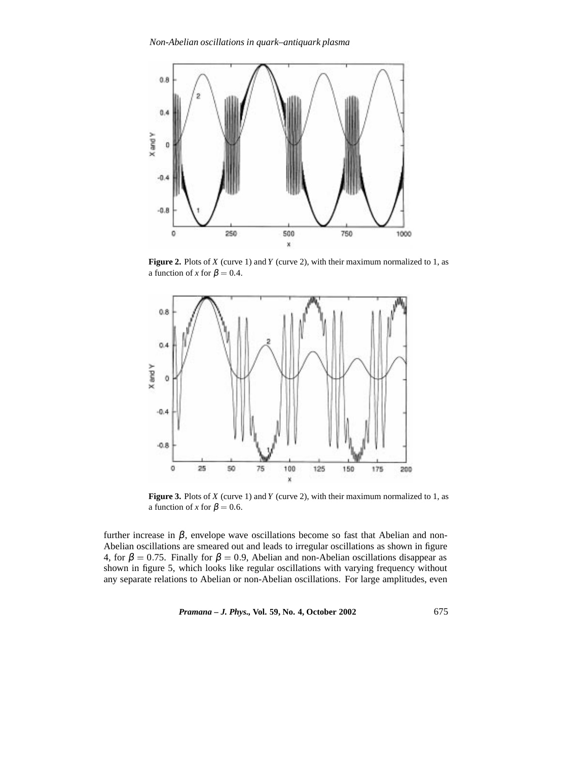**Figure 2.** Plots of $X$ (curve 1) and $Y$ (curve 2), with their maximum normalized to 1, as a function of $x$ for $\beta = 0.4$.

**Figure 3.** Plots of $X$ (curve 1) and $Y$ (curve 2), with their maximum normalized to 1, as a function of $x$ for $\beta = 0.6$.

further increase in $\beta$, envelope wave oscillations become so fast that Abelian and non-Abelian oscillations are smeared out and leads to irregular oscillations as shown in figure 4, for $\beta = 0.75$. Finally for $\beta = 0.9$, Abelian and non-Abelian oscillations disappear as shown in figure 5, which looks like regular oscillations with varying frequency without any separate relations to Abelian or non-Abelian oscillations. For large amplitudes, even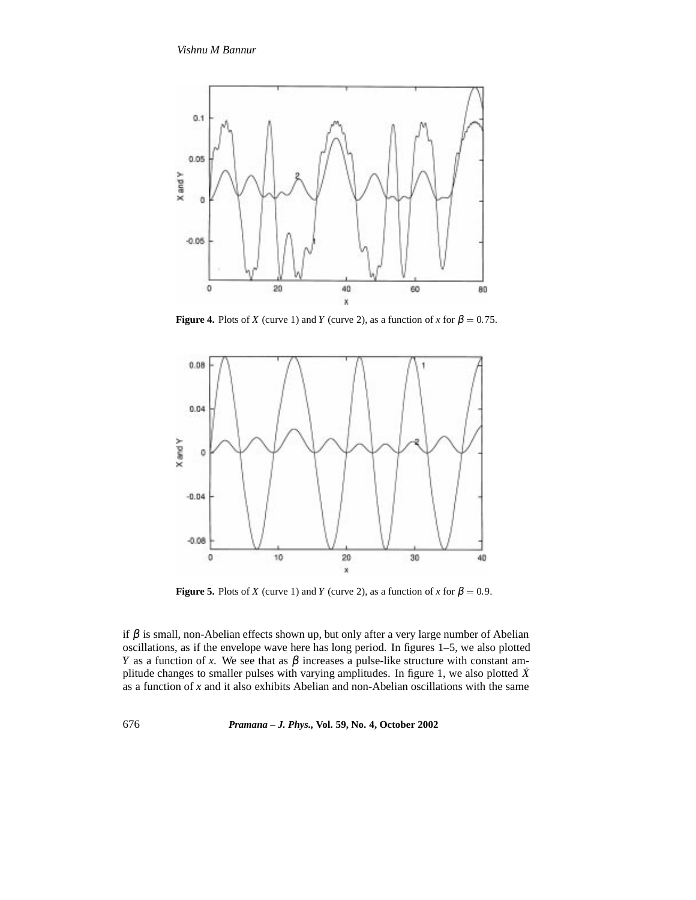**Figure 4.** Plots of $X$ (curve 1) and $Y$ (curve 2), as a function of $x$ for $\beta = 0.75$.

**Figure 5.** Plots of $X$ (curve 1) and $Y$ (curve 2), as a function of $x$ for $\beta = 0.9$.

if $\beta$ is small, non-Abelian effects shown up, but only after a very large number of Abelian oscillations, as if the envelope wave here has long period. In figures 1–5, we also plotted $Y$ as a function of $x$. We see that as $\beta$ increases a pulse-like structure with constant amplitude changes to smaller pulses with varying amplitudes. In figure 1, we also plotted $\dot{X}$ as a function of $x$ and it also exhibits Abelian and non-Abelian oscillations with the same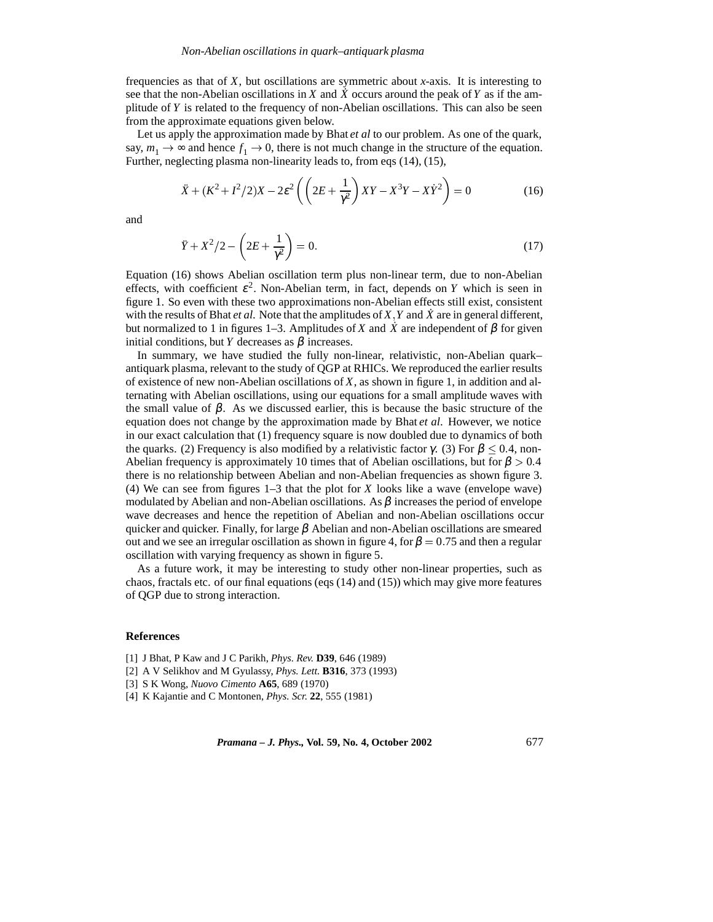frequencies as that of $X$, but oscillations are symmetric about $x$-axis. It is interesting to see that the non-Abelian oscillations in $X$ and $\dot{X}$ occurs around the peak of $Y$ as if the amplitude of $Y$ is related to the frequency of non-Abelian oscillations. This can also be seen from the approximate equations given below.

Let us apply the approximation made by Bhat *et al* to our problem. As one of the quark, say, $m_1 \to \infty$ and hence $f_1 \to 0$, there is not much change in the structure of the equation. Further, neglecting plasma non-linearity leads to, from eqs (14), (15),

$$\ddot{X} + (K^2 + I^2/2)X - 2\varepsilon^2\left(\left(2E + \frac{1}{\gamma^2}\right)XY - X^3Y - X\dot{Y}^2\right) = 0 \tag{16}$$

and

$$\ddot{Y} + X^2/2 - \left(2E + \frac{1}{\gamma^2}\right) = 0. \tag{17}$$

Equation (16) shows Abelian oscillation term plus non-linear term, due to non-Abelian effects, with coefficient $\varepsilon^2$. Non-Abelian term, in fact, depends on $Y$ which is seen in figure 1. So even with these two approximations non-Abelian effects still exist, consistent with the results of Bhat *et al*. Note that the amplitudes of $X$, $Y$ and $\dot{X}$ are in general different, but normalized to 1 in figures 1–3. Amplitudes of $X$ and $\dot{X}$ are independent of $\beta$ for given initial conditions, but $Y$ decreases as $\beta$ increases.

In summary, we have studied the fully non-linear, relativistic, non-Abelian quark–antiquark plasma, relevant to the study of QGP at RHICs. We reproduced the earlier results of existence of new non-Abelian oscillations of $X$, as shown in figure 1, in addition and alternating with Abelian oscillations, using our equations for a small amplitude waves with the small value of $\beta$. As we discussed earlier, this is because the basic structure of the equation does not change by the approximation made by Bhat *et al*. However, we notice in our exact calculation that (1) frequency square is now doubled due to dynamics of both the quarks. (2) Frequency is also modified by a relativistic factor $\gamma$. (3) For $\beta \leq 0.4$, non-Abelian frequency is approximately 10 times that of Abelian oscillations, but for $\beta > 0.4$ there is no relationship between Abelian and non-Abelian frequencies as shown figure 3. (4) We can see from figures 1–3 that the plot for $X$ looks like a wave (envelope wave) modulated by Abelian and non-Abelian oscillations. As $\beta$ increases the period of envelope wave decreases and hence the repetition of Abelian and non-Abelian oscillations occur quicker and quicker. Finally, for large $\beta$ Abelian and non-Abelian oscillations are smeared out and we see an irregular oscillation as shown in figure 4, for $\beta = 0.75$ and then a regular oscillation with varying frequency as shown in figure 5.

As a future work, it may be interesting to study other non-linear properties, such as chaos, fractals etc. of our final equations (eqs (14) and (15)) which may give more features of QGP due to strong interaction.

## References

[1] J Bhat, P Kaw and J C Parikh, *Phys. Rev.* **D39**, 646 (1989)

[2] A V Selikhov and M Gyulassy, *Phys. Lett.* **B316**, 373 (1993)

[3] S K Wong, *Nuovo Cimento* **A65**, 689 (1970)

[4] K Kajantie and C Montonen, *Phys. Scr.* **22**, 555 (1981)